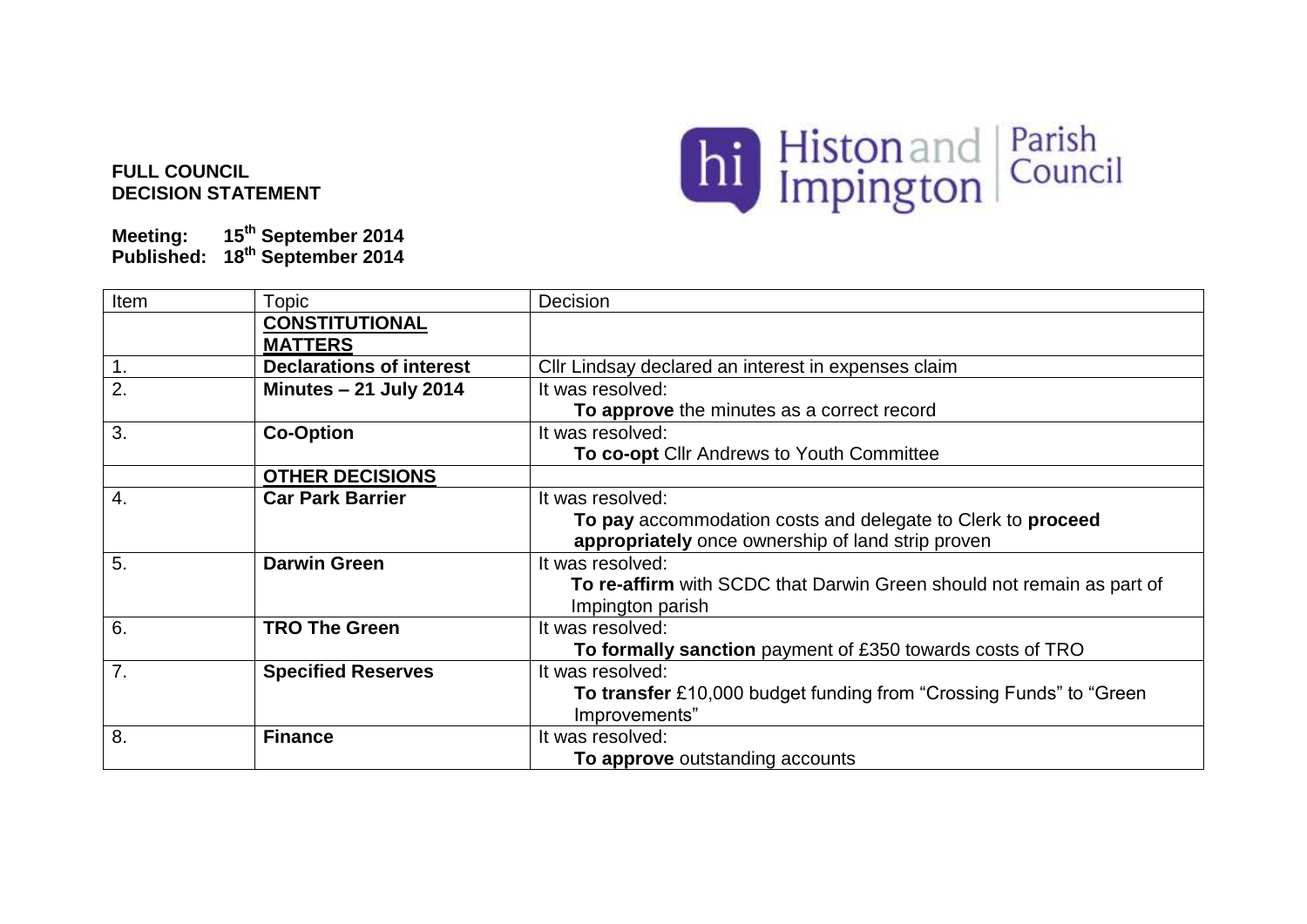Histon and Impington | Parish Council

**FULL COUNCIL**
**DECISION STATEMENT**

**Meeting: 15th September 2014**
**Published: 18th September 2014**

| Item | Topic | Decision |
| --- | --- | --- |
| | **CONSTITUTIONAL MATTERS** | |
| 1. | **Declarations of interest** | Cllr Lindsay declared an interest in expenses claim |
| 2. | **Minutes – 21 July 2014** | It was resolved: **To approve** the minutes as a correct record |
| 3. | **Co-Option** | It was resolved: **To co-opt** Cllr Andrews to Youth Committee |
| | **OTHER DECISIONS** | |
| 4. | **Car Park Barrier** | It was resolved: **To pay** accommodation costs and delegate to Clerk to **proceed appropriately** once ownership of land strip proven |
| 5. | **Darwin Green** | It was resolved: **To re-affirm** with SCDC that Darwin Green should not remain as part of Impington parish |
| 6. | **TRO The Green** | It was resolved: **To formally sanction** payment of £350 towards costs of TRO |
| 7. | **Specified Reserves** | It was resolved: **To transfer** £10,000 budget funding from "Crossing Funds" to "Green Improvements" |
| 8. | **Finance** | It was resolved: **To approve** outstanding accounts |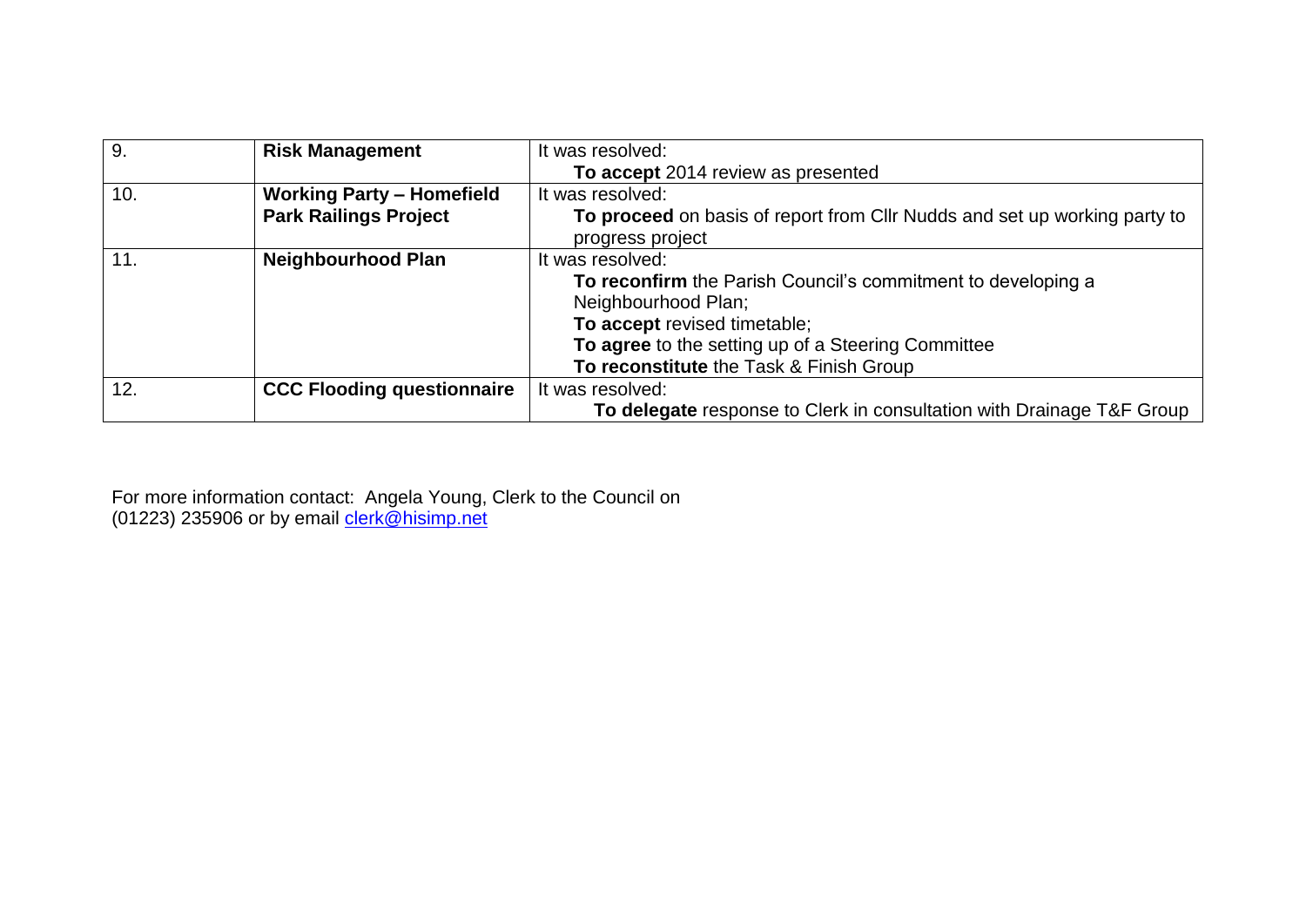| | | |
|---|---|---|
| 9. | **Risk Management** | It was resolved:<br>**To accept** 2014 review as presented |
| 10. | **Working Party – Homefield Park Railings Project** | It was resolved:<br>**To proceed** on basis of report from Cllr Nudds and set up working party to progress project |
| 11. | **Neighbourhood Plan** | It was resolved:<br>**To reconfirm** the Parish Council's commitment to developing a Neighbourhood Plan;<br>**To accept** revised timetable;<br>**To agree** to the setting up of a Steering Committee<br>**To reconstitute** the Task & Finish Group |
| 12. | **CCC Flooding questionnaire** | It was resolved:<br>**To delegate** response to Clerk in consultation with Drainage T&F Group |

For more information contact: Angela Young, Clerk to the Council on (01223) 235906 or by email clerk@hisimp.net